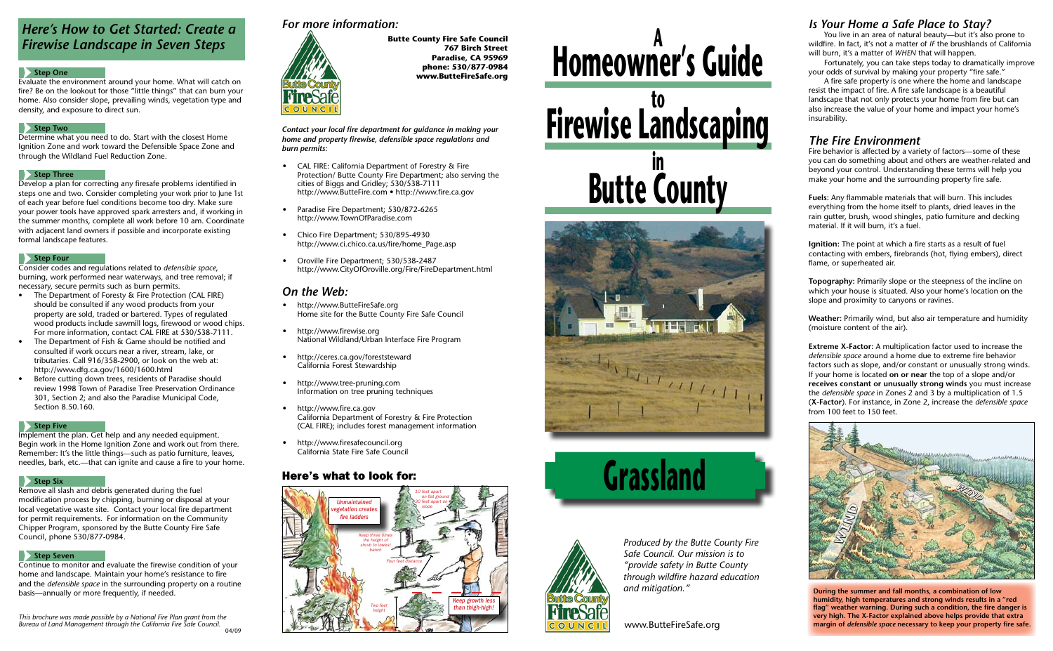## Here's How to Get Started: Create a Firewise Landscape in Seven Steps

### Step One

Evaluate the environment around your home. What will catch on fire? Be on the lookout for those "little things" that can burn your home. Also consider slope, prevailing winds, vegetation type and density, and exposure to direct sun.

### Step Two

Determine what you need to do. Start with the closest Home Ignition Zone and work toward the Defensible Space Zone and through the Wildland Fuel Reduction Zone.

### Step Three

Develop a plan for correcting any firesafe problems identified in steps one and two. Consider completing your work prior to June 1st of each year before fuel conditions become too dry. Make sure your power tools have approved spark arresters and, if working in the summer months, complete all work before 10 am. Coordinate with adjacent land owners if possible and incorporate existing formal landscape features.

### Step Four

Consider codes and regulations related to *defensible space*, burning, work performed near waterways, and tree removal; if necessary, secure permits such as burn permits.

- The Department of Foresty & Fire Protection (CAL FIRE) should be consulted if any wood products from your property are sold, traded or bartered. Types of regulated wood products include sawmill logs, firewood or wood chips. For more information, contact CAL FIRE at 530/538-7111.
- The Department of Fish & Game should be notified and consulted if work occurs near a river, stream, lake, or tributaries. Call 916/358-2900, or look on the web at: http://www.dfg.ca.gov/1600/1600.html
- Before cutting down trees, residents of Paradise should review 1998 Town of Paradise Tree Preservation Ordinance 301, Section 2; and also the Paradise Municipal Code, Section 8.50.160.

### Step Five

Implement the plan. Get help and any needed equipment. Begin work in the Home Ignition Zone and work out from there. Remember: It's the little things—such as patio furniture, leaves, needles, bark, etc.—that can ignite and cause a fire to your home.

### Step Six

Remove all slash and debris generated during the fuel modification process by chipping, burning or disposal at your local vegetative waste site. Contact your local fire department for permit requirements. For information on the Community Chipper Program, sponsored by the Butte County Fire Safe Council, phone 530/877-0984.

### Step Seven

Continue to monitor and evaluate the firewise condition of your home and landscape. Maintain your home's resistance to fire and the *defensible space* in the surrounding property on a routine basis—annually or more frequently, if needed.

*This brochure was made possible by a National Fire Plan grant from the Bureau of Land Management through the California Fire Safe Council.*

04/09

## For more information:

**Butte County Fire Safe Council**
**767 Birch Street**
**Paradise, CA 95969**
**phone: 530/877-0984**
**www.ButteFireSafe.org**

***Contact your local fire department for guidance in making your home and property firewise, defensible space regulations and burn permits:***

- CAL FIRE: California Department of Forestry & Fire Protection/ Butte County Fire Department; also serving the cities of Biggs and Gridley; 530/538-7111 http://www.ButteFire.com • http://www.fire.ca.gov
- Paradise Fire Department; 530/872-6265 http://www.TownOfParadise.com
- Chico Fire Department; 530/895-4930 http://www.ci.chico.ca.us/fire/home_Page.asp
- Oroville Fire Department; 530/538-2487 http://www.CityOfOroville.org/Fire/FireDepartment.html

## On the Web:

- http://www.ButteFireSafe.org
  Home site for the Butte County Fire Safe Council
- http://www.firewise.org
  National Wildland/Urban Interface Fire Program
- http://ceres.ca.gov/foreststeward
  California Forest Stewardship
- http://www.tree-pruning.com
  Information on tree pruning techniques
- http://www.fire.ca.gov
  California Department of Forestry & Fire Protection (CAL FIRE); includes forest management information
- http://www.firesafecouncil.org
  California State Fire Safe Council

## Here's what to look for:

*Unmaintained vegetation creates fire ladders*

*30 feet apart on flat ground 50 feet apart on slope*

*Keep three times the height of shrub to lowest branch*

*Four feet distance*

*Two feet height*

*Keep growth less than thigh-high!*

# A Homeowner's Guide to Firewise Landscaping in Butte County

# Grassland

*Produced by the Butte County Fire Safe Council. Our mission is to "provide safety in Butte County through wildfire hazard education and mitigation."*

www.ButteFireSafe.org

## Is Your Home a Safe Place to Stay?

You live in an area of natural beauty—but it's also prone to wildfire. In fact, it's not a matter of *IF* the brushlands of California will burn, it's a matter of *WHEN* that will happen.

Fortunately, you can take steps today to dramatically improve your odds of survival by making your property "fire safe."

A fire safe property is one where the home and landscape resist the impact of fire. A fire safe landscape is a beautiful landscape that not only protects your home from fire but can also increase the value of your home and impact your home's insurability.

## The Fire Environment

Fire behavior is affected by a variety of factors—some of these you can do something about and others are weather-related and beyond your control. Understanding these terms will help you make your home and the surrounding property fire safe.

**Fuels:** Any flammable materials that will burn. This includes everything from the home itself to plants, dried leaves in the rain gutter, brush, wood shingles, patio furniture and decking material. If it will burn, it's a fuel.

**Ignition:** The point at which a fire starts as a result of fuel contacting with embers, firebrands (hot, flying embers), direct flame, or superheated air.

**Topography:** Primarily slope or the steepness of the incline on which your house is situated. Also your home's location on the slope and proximity to canyons or ravines.

**Weather:** Primarily wind, but also air temperature and humidity (moisture content of the air).

**Extreme X-Factor:** A multiplication factor used to increase the *defensible space* around a home due to extreme fire behavior factors such as slope, and/or constant or unusually strong winds. If your home is located **on or near** the top of a slope and/or **receives constant or unusually strong winds** you must increase the *defensible space* in Zones 2 and 3 by a multiplication of 1.5 (**X-Factor**). For instance, in Zone 2, increase the *defensible space* from 100 feet to 150 feet.

WIND

WIND

**During the summer and fall months, a combination of low humidity, high temperatures and strong winds results in a "red flag" weather warning. During such a condition, the fire danger is very high. The X-Factor explained above helps provide that extra margin of *defensible space* necessary to keep your property fire safe.**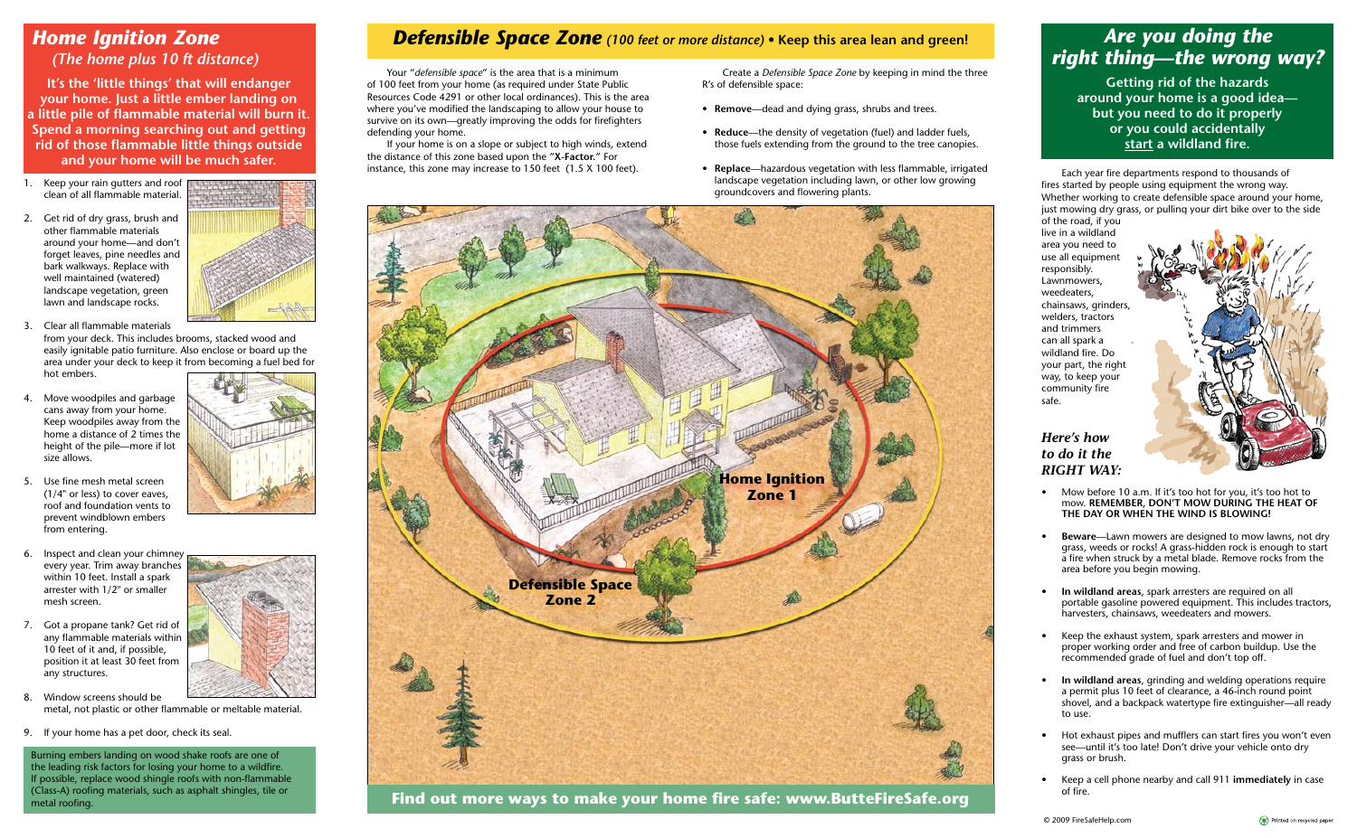## *Home Ignition Zone*

### *(The home plus 10 ft distance)*

**It's the 'little things' that will endanger your home. Just a little ember landing on a little pile of flammable material will burn it. Spend a morning searching out and getting rid of those flammable little things outside and your home will be much safer.**

1. Keep your rain gutters and roof clean of all flammable material.
2. Get rid of dry grass, brush and other flammable materials around your home—and don't forget leaves, pine needles and bark walkways. Replace with well maintained (watered) landscape vegetation, green lawn and landscape rocks.
3. Clear all flammable materials from your deck. This includes brooms, stacked wood and easily ignitable patio furniture. Also enclose or board up the area under your deck to keep it from becoming a fuel bed for hot embers.
4. Move woodpiles and garbage cans away from your home. Keep woodpiles away from the home a distance of 2 times the height of the pile—more if lot size allows.
5. Use fine mesh metal screen (1/4" or less) to cover eaves, roof and foundation vents to prevent windblown embers from entering.
6. Inspect and clean your chimney every year. Trim away branches within 10 feet. Install a spark arrester with 1/2" or smaller mesh screen.
7. Got a propane tank? Get rid of any flammable materials within 10 feet of it and, if possible, position it at least 30 feet from any structures.
8. Window screens should be metal, not plastic or other flammable or meltable material.
9. If your home has a pet door, check its seal.

Burning embers landing on wood shake roofs are one of the leading risk factors for losing your home to a wildfire. If possible, replace wood shingle roofs with non-flammable (Class-A) roofing materials, such as asphalt shingles, tile or metal roofing.

## *Defensible Space Zone* *(100 feet or more distance)* • Keep this area lean and green!

Your "*defensible space*" is the area that is a minimum of 100 feet from your home (as required under State Public Resources Code 4291 or other local ordinances). This is the area where you've modified the landscaping to allow your house to survive on its own—greatly improving the odds for firefighters defending your home.

If your home is on a slope or subject to high winds, extend the distance of this zone based upon the "**X-Factor.**" For instance, this zone may increase to 150 feet (1.5 X 100 feet).

Create a *Defensible Space Zone* by keeping in mind the three R's of defensible space:

- **Remove**—dead and dying grass, shrubs and trees.
- **Reduce**—the density of vegetation (fuel) and ladder fuels, those fuels extending from the ground to the tree canopies.
- **Replace**—hazardous vegetation with less flammable, irrigated landscape vegetation including lawn, or other low growing groundcovers and flowering plants.

**Home Ignition Zone 1**

**Defensible Space Zone 2**

**Find out more ways to make your home fire safe: www.ButteFireSafe.org**

## *Are you doing the right thing—the wrong way?*

**Getting rid of the hazards around your home is a good idea—but you need to do it properly or you could accidentally start a wildland fire.**

Each year fire departments respond to thousands of fires started by people using equipment the wrong way. Whether working to create defensible space around your home, just mowing dry grass, or pulling your dirt bike over to the side of the road, if you live in a wildland area you need to use all equipment responsibly. Lawnmowers, weedeaters, chainsaws, grinders, welders, tractors and trimmers can all spark a wildland fire. Do your part, the right way, to keep your community fire safe.

### *Here's how to do it the RIGHT WAY:*

- Mow before 10 a.m. If it's too hot for you, it's too hot to mow. **REMEMBER, DON'T MOW DURING THE HEAT OF THE DAY OR WHEN THE WIND IS BLOWING!**
- **Beware**—Lawn mowers are designed to mow lawns, not dry grass, weeds or rocks! A grass-hidden rock is enough to start a fire when struck by a metal blade. Remove rocks from the area before you begin mowing.
- **In wildland areas**, spark arresters are required on all portable gasoline powered equipment. This includes tractors, harvesters, chainsaws, weedeaters and mowers.
- Keep the exhaust system, spark arresters and mower in proper working order and free of carbon buildup. Use the recommended grade of fuel and don't top off.
- **In wildland areas**, grinding and welding operations require a permit plus 10 feet of clearance, a 46-inch round point shovel, and a backpack watertype fire extinguisher—all ready to use.
- Hot exhaust pipes and mufflers can start fires you won't even see—until it's too late! Don't drive your vehicle onto dry grass or brush.
- Keep a cell phone nearby and call 911 **immediately** in case of fire.

© 2009 FireSafeHelp.com

Printed on recycled paper